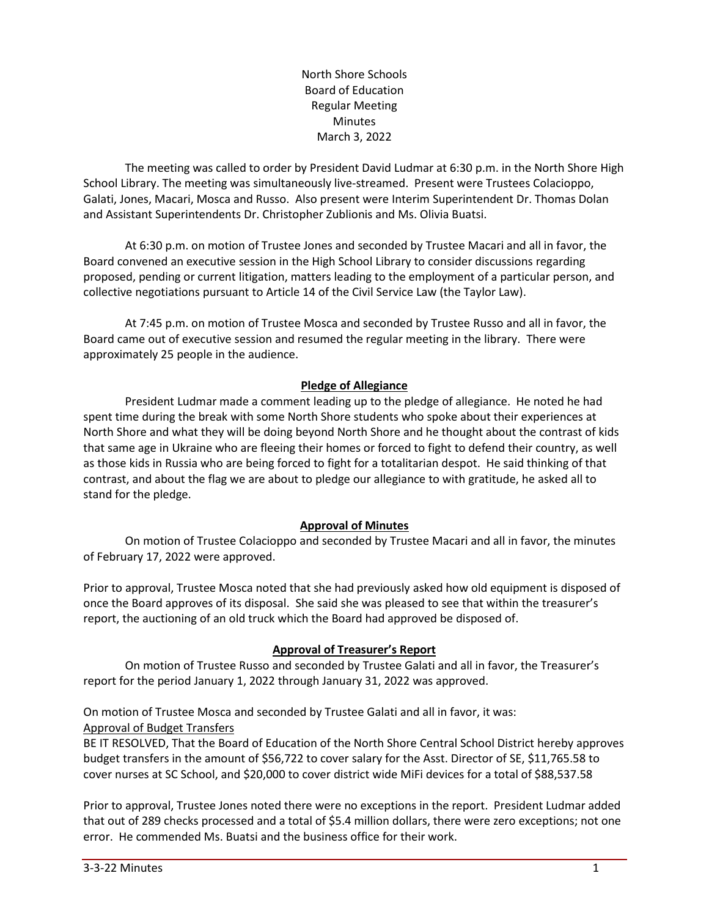North Shore Schools
Board of Education
Regular Meeting
Minutes
March 3, 2022

The meeting was called to order by President David Ludmar at 6:30 p.m. in the North Shore High School Library. The meeting was simultaneously live-streamed. Present were Trustees Colacioppo, Galati, Jones, Macari, Mosca and Russo. Also present were Interim Superintendent Dr. Thomas Dolan and Assistant Superintendents Dr. Christopher Zublionis and Ms. Olivia Buatsi.

At 6:30 p.m. on motion of Trustee Jones and seconded by Trustee Macari and all in favor, the Board convened an executive session in the High School Library to consider discussions regarding proposed, pending or current litigation, matters leading to the employment of a particular person, and collective negotiations pursuant to Article 14 of the Civil Service Law (the Taylor Law).

At 7:45 p.m. on motion of Trustee Mosca and seconded by Trustee Russo and all in favor, the Board came out of executive session and resumed the regular meeting in the library. There were approximately 25 people in the audience.

## Pledge of Allegiance

President Ludmar made a comment leading up to the pledge of allegiance. He noted he had spent time during the break with some North Shore students who spoke about their experiences at North Shore and what they will be doing beyond North Shore and he thought about the contrast of kids that same age in Ukraine who are fleeing their homes or forced to fight to defend their country, as well as those kids in Russia who are being forced to fight for a totalitarian despot. He said thinking of that contrast, and about the flag we are about to pledge our allegiance to with gratitude, he asked all to stand for the pledge.

## Approval of Minutes

On motion of Trustee Colacioppo and seconded by Trustee Macari and all in favor, the minutes of February 17, 2022 were approved.

Prior to approval, Trustee Mosca noted that she had previously asked how old equipment is disposed of once the Board approves of its disposal. She said she was pleased to see that within the treasurer's report, the auctioning of an old truck which the Board had approved be disposed of.

## Approval of Treasurer's Report

On motion of Trustee Russo and seconded by Trustee Galati and all in favor, the Treasurer's report for the period January 1, 2022 through January 31, 2022 was approved.

On motion of Trustee Mosca and seconded by Trustee Galati and all in favor, it was:

Approval of Budget Transfers

BE IT RESOLVED, That the Board of Education of the North Shore Central School District hereby approves budget transfers in the amount of $56,722 to cover salary for the Asst. Director of SE, $11,765.58 to cover nurses at SC School, and $20,000 to cover district wide MiFi devices for a total of $88,537.58

Prior to approval, Trustee Jones noted there were no exceptions in the report. President Ludmar added that out of 289 checks processed and a total of $5.4 million dollars, there were zero exceptions; not one error. He commended Ms. Buatsi and the business office for their work.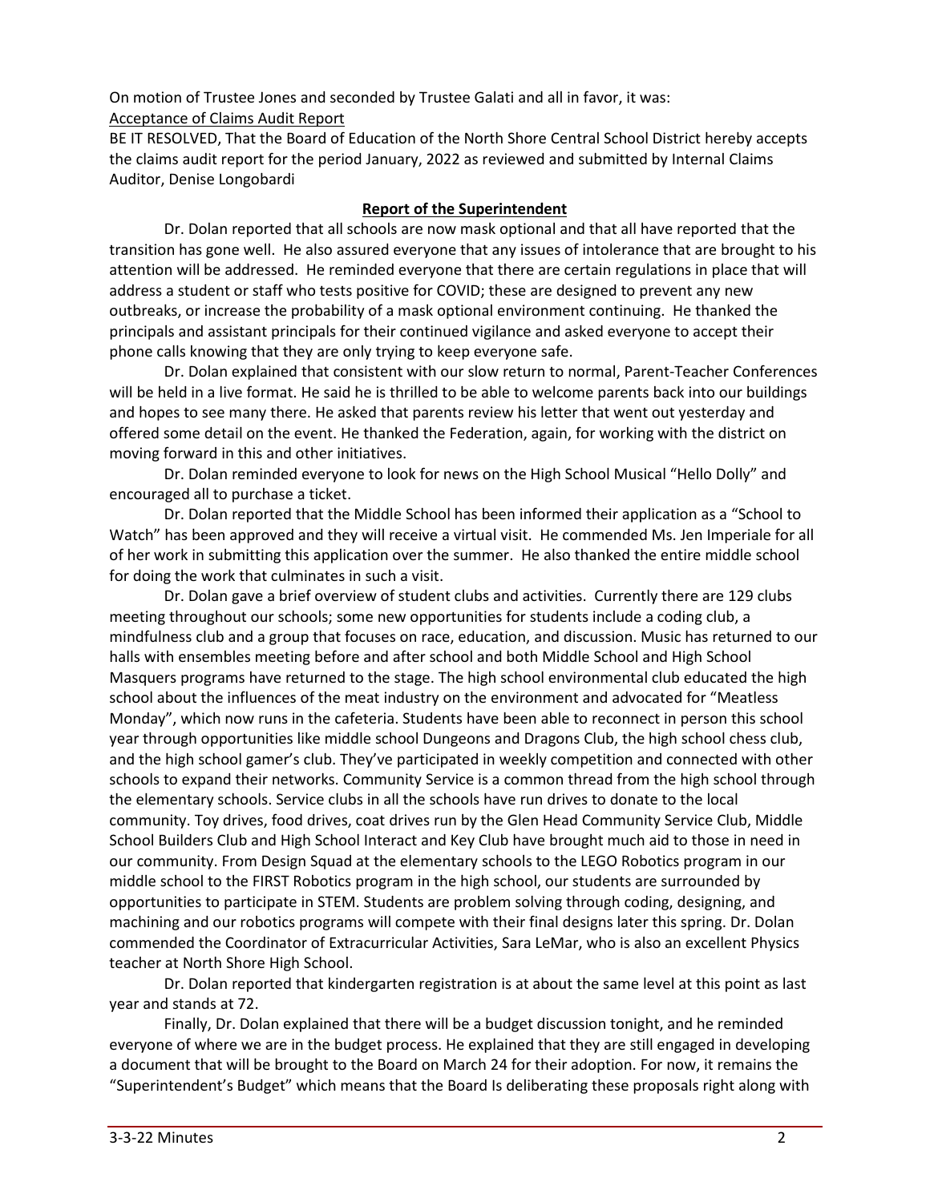On motion of Trustee Jones and seconded by Trustee Galati and all in favor, it was:
Acceptance of Claims Audit Report
BE IT RESOLVED, That the Board of Education of the North Shore Central School District hereby accepts the claims audit report for the period January, 2022 as reviewed and submitted by Internal Claims Auditor, Denise Longobardi

## Report of the Superintendent

Dr. Dolan reported that all schools are now mask optional and that all have reported that the transition has gone well. He also assured everyone that any issues of intolerance that are brought to his attention will be addressed. He reminded everyone that there are certain regulations in place that will address a student or staff who tests positive for COVID; these are designed to prevent any new outbreaks, or increase the probability of a mask optional environment continuing. He thanked the principals and assistant principals for their continued vigilance and asked everyone to accept their phone calls knowing that they are only trying to keep everyone safe.

Dr. Dolan explained that consistent with our slow return to normal, Parent-Teacher Conferences will be held in a live format. He said he is thrilled to be able to welcome parents back into our buildings and hopes to see many there. He asked that parents review his letter that went out yesterday and offered some detail on the event. He thanked the Federation, again, for working with the district on moving forward in this and other initiatives.

Dr. Dolan reminded everyone to look for news on the High School Musical "Hello Dolly" and encouraged all to purchase a ticket.

Dr. Dolan reported that the Middle School has been informed their application as a "School to Watch" has been approved and they will receive a virtual visit. He commended Ms. Jen Imperiale for all of her work in submitting this application over the summer. He also thanked the entire middle school for doing the work that culminates in such a visit.

Dr. Dolan gave a brief overview of student clubs and activities. Currently there are 129 clubs meeting throughout our schools; some new opportunities for students include a coding club, a mindfulness club and a group that focuses on race, education, and discussion. Music has returned to our halls with ensembles meeting before and after school and both Middle School and High School Masquers programs have returned to the stage. The high school environmental club educated the high school about the influences of the meat industry on the environment and advocated for "Meatless Monday", which now runs in the cafeteria. Students have been able to reconnect in person this school year through opportunities like middle school Dungeons and Dragons Club, the high school chess club, and the high school gamer's club. They've participated in weekly competition and connected with other schools to expand their networks. Community Service is a common thread from the high school through the elementary schools. Service clubs in all the schools have run drives to donate to the local community. Toy drives, food drives, coat drives run by the Glen Head Community Service Club, Middle School Builders Club and High School Interact and Key Club have brought much aid to those in need in our community. From Design Squad at the elementary schools to the LEGO Robotics program in our middle school to the FIRST Robotics program in the high school, our students are surrounded by opportunities to participate in STEM. Students are problem solving through coding, designing, and machining and our robotics programs will compete with their final designs later this spring. Dr. Dolan commended the Coordinator of Extracurricular Activities, Sara LeMar, who is also an excellent Physics teacher at North Shore High School.

Dr. Dolan reported that kindergarten registration is at about the same level at this point as last year and stands at 72.

Finally, Dr. Dolan explained that there will be a budget discussion tonight, and he reminded everyone of where we are in the budget process. He explained that they are still engaged in developing a document that will be brought to the Board on March 24 for their adoption. For now, it remains the "Superintendent's Budget" which means that the Board Is deliberating these proposals right along with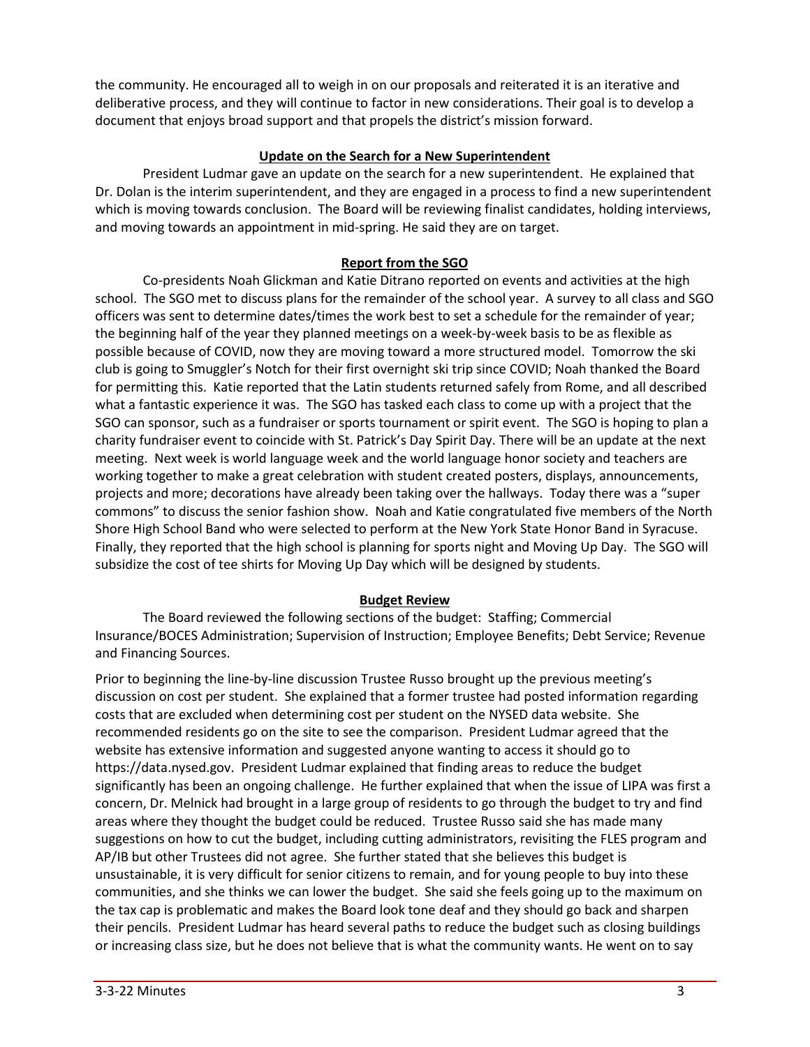the community. He encouraged all to weigh in on our proposals and reiterated it is an iterative and deliberative process, and they will continue to factor in new considerations. Their goal is to develop a document that enjoys broad support and that propels the district's mission forward.

## Update on the Search for a New Superintendent

President Ludmar gave an update on the search for a new superintendent. He explained that Dr. Dolan is the interim superintendent, and they are engaged in a process to find a new superintendent which is moving towards conclusion. The Board will be reviewing finalist candidates, holding interviews, and moving towards an appointment in mid-spring. He said they are on target.

## Report from the SGO

Co-presidents Noah Glickman and Katie Ditrano reported on events and activities at the high school. The SGO met to discuss plans for the remainder of the school year. A survey to all class and SGO officers was sent to determine dates/times the work best to set a schedule for the remainder of year; the beginning half of the year they planned meetings on a week-by-week basis to be as flexible as possible because of COVID, now they are moving toward a more structured model. Tomorrow the ski club is going to Smuggler's Notch for their first overnight ski trip since COVID; Noah thanked the Board for permitting this. Katie reported that the Latin students returned safely from Rome, and all described what a fantastic experience it was. The SGO has tasked each class to come up with a project that the SGO can sponsor, such as a fundraiser or sports tournament or spirit event. The SGO is hoping to plan a charity fundraiser event to coincide with St. Patrick's Day Spirit Day. There will be an update at the next meeting. Next week is world language week and the world language honor society and teachers are working together to make a great celebration with student created posters, displays, announcements, projects and more; decorations have already been taking over the hallways. Today there was a "super commons" to discuss the senior fashion show. Noah and Katie congratulated five members of the North Shore High School Band who were selected to perform at the New York State Honor Band in Syracuse. Finally, they reported that the high school is planning for sports night and Moving Up Day. The SGO will subsidize the cost of tee shirts for Moving Up Day which will be designed by students.

## Budget Review

The Board reviewed the following sections of the budget: Staffing; Commercial Insurance/BOCES Administration; Supervision of Instruction; Employee Benefits; Debt Service; Revenue and Financing Sources.

Prior to beginning the line-by-line discussion Trustee Russo brought up the previous meeting's discussion on cost per student. She explained that a former trustee had posted information regarding costs that are excluded when determining cost per student on the NYSED data website. She recommended residents go on the site to see the comparison. President Ludmar agreed that the website has extensive information and suggested anyone wanting to access it should go to https://data.nysed.gov. President Ludmar explained that finding areas to reduce the budget significantly has been an ongoing challenge. He further explained that when the issue of LIPA was first a concern, Dr. Melnick had brought in a large group of residents to go through the budget to try and find areas where they thought the budget could be reduced. Trustee Russo said she has made many suggestions on how to cut the budget, including cutting administrators, revisiting the FLES program and AP/IB but other Trustees did not agree. She further stated that she believes this budget is unsustainable, it is very difficult for senior citizens to remain, and for young people to buy into these communities, and she thinks we can lower the budget. She said she feels going up to the maximum on the tax cap is problematic and makes the Board look tone deaf and they should go back and sharpen their pencils. President Ludmar has heard several paths to reduce the budget such as closing buildings or increasing class size, but he does not believe that is what the community wants. He went on to say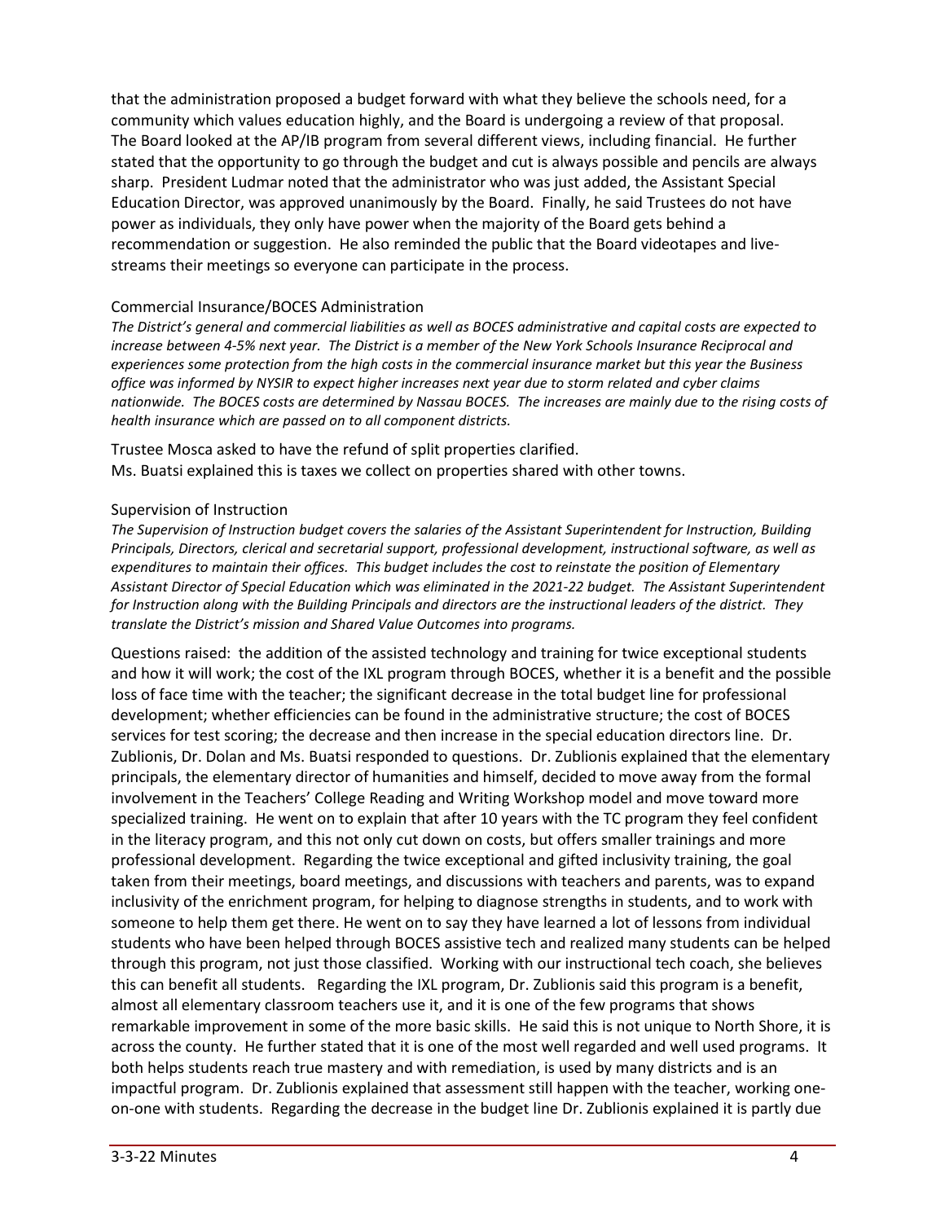that the administration proposed a budget forward with what they believe the schools need, for a community which values education highly, and the Board is undergoing a review of that proposal. The Board looked at the AP/IB program from several different views, including financial. He further stated that the opportunity to go through the budget and cut is always possible and pencils are always sharp. President Ludmar noted that the administrator who was just added, the Assistant Special Education Director, was approved unanimously by the Board. Finally, he said Trustees do not have power as individuals, they only have power when the majority of the Board gets behind a recommendation or suggestion. He also reminded the public that the Board videotapes and live-streams their meetings so everyone can participate in the process.

### Commercial Insurance/BOCES Administration

*The District's general and commercial liabilities as well as BOCES administrative and capital costs are expected to increase between 4-5% next year. The District is a member of the New York Schools Insurance Reciprocal and experiences some protection from the high costs in the commercial insurance market but this year the Business office was informed by NYSIR to expect higher increases next year due to storm related and cyber claims nationwide. The BOCES costs are determined by Nassau BOCES. The increases are mainly due to the rising costs of health insurance which are passed on to all component districts.*

Trustee Mosca asked to have the refund of split properties clarified.
Ms. Buatsi explained this is taxes we collect on properties shared with other towns.

### Supervision of Instruction

*The Supervision of Instruction budget covers the salaries of the Assistant Superintendent for Instruction, Building Principals, Directors, clerical and secretarial support, professional development, instructional software, as well as expenditures to maintain their offices. This budget includes the cost to reinstate the position of Elementary Assistant Director of Special Education which was eliminated in the 2021-22 budget. The Assistant Superintendent for Instruction along with the Building Principals and directors are the instructional leaders of the district. They translate the District's mission and Shared Value Outcomes into programs.*

Questions raised: the addition of the assisted technology and training for twice exceptional students and how it will work; the cost of the IXL program through BOCES, whether it is a benefit and the possible loss of face time with the teacher; the significant decrease in the total budget line for professional development; whether efficiencies can be found in the administrative structure; the cost of BOCES services for test scoring; the decrease and then increase in the special education directors line. Dr. Zublionis, Dr. Dolan and Ms. Buatsi responded to questions. Dr. Zublionis explained that the elementary principals, the elementary director of humanities and himself, decided to move away from the formal involvement in the Teachers' College Reading and Writing Workshop model and move toward more specialized training. He went on to explain that after 10 years with the TC program they feel confident in the literacy program, and this not only cut down on costs, but offers smaller trainings and more professional development. Regarding the twice exceptional and gifted inclusivity training, the goal taken from their meetings, board meetings, and discussions with teachers and parents, was to expand inclusivity of the enrichment program, for helping to diagnose strengths in students, and to work with someone to help them get there. He went on to say they have learned a lot of lessons from individual students who have been helped through BOCES assistive tech and realized many students can be helped through this program, not just those classified. Working with our instructional tech coach, she believes this can benefit all students. Regarding the IXL program, Dr. Zublionis said this program is a benefit, almost all elementary classroom teachers use it, and it is one of the few programs that shows remarkable improvement in some of the more basic skills. He said this is not unique to North Shore, it is across the county. He further stated that it is one of the most well regarded and well used programs. It both helps students reach true mastery and with remediation, is used by many districts and is an impactful program. Dr. Zublionis explained that assessment still happen with the teacher, working one-on-one with students. Regarding the decrease in the budget line Dr. Zublionis explained it is partly due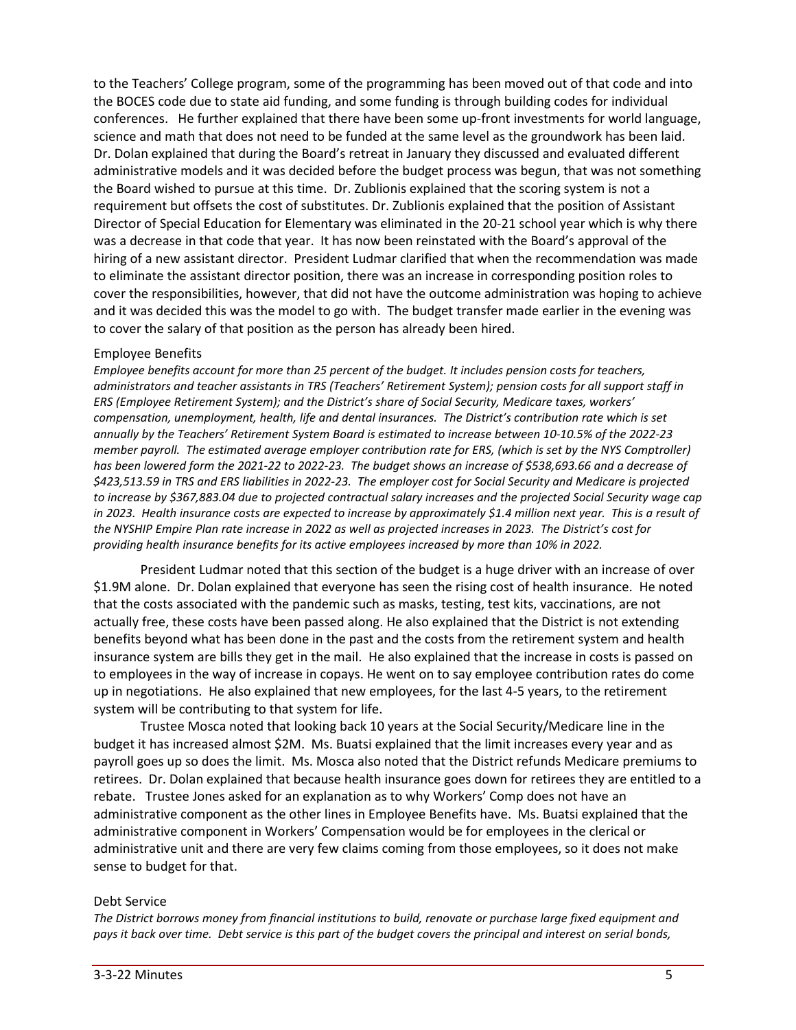to the Teachers' College program, some of the programming has been moved out of that code and into the BOCES code due to state aid funding, and some funding is through building codes for individual conferences. He further explained that there have been some up-front investments for world language, science and math that does not need to be funded at the same level as the groundwork has been laid. Dr. Dolan explained that during the Board's retreat in January they discussed and evaluated different administrative models and it was decided before the budget process was begun, that was not something the Board wished to pursue at this time. Dr. Zublionis explained that the scoring system is not a requirement but offsets the cost of substitutes. Dr. Zublionis explained that the position of Assistant Director of Special Education for Elementary was eliminated in the 20-21 school year which is why there was a decrease in that code that year. It has now been reinstated with the Board's approval of the hiring of a new assistant director. President Ludmar clarified that when the recommendation was made to eliminate the assistant director position, there was an increase in corresponding position roles to cover the responsibilities, however, that did not have the outcome administration was hoping to achieve and it was decided this was the model to go with. The budget transfer made earlier in the evening was to cover the salary of that position as the person has already been hired.

Employee Benefits

*Employee benefits account for more than 25 percent of the budget. It includes pension costs for teachers, administrators and teacher assistants in TRS (Teachers' Retirement System); pension costs for all support staff in ERS (Employee Retirement System); and the District's share of Social Security, Medicare taxes, workers' compensation, unemployment, health, life and dental insurances. The District's contribution rate which is set annually by the Teachers' Retirement System Board is estimated to increase between 10-10.5% of the 2022-23 member payroll. The estimated average employer contribution rate for ERS, (which is set by the NYS Comptroller) has been lowered form the 2021-22 to 2022-23. The budget shows an increase of $538,693.66 and a decrease of $423,513.59 in TRS and ERS liabilities in 2022-23. The employer cost for Social Security and Medicare is projected to increase by $367,883.04 due to projected contractual salary increases and the projected Social Security wage cap in 2023. Health insurance costs are expected to increase by approximately $1.4 million next year. This is a result of the NYSHIP Empire Plan rate increase in 2022 as well as projected increases in 2023. The District's cost for providing health insurance benefits for its active employees increased by more than 10% in 2022.*

President Ludmar noted that this section of the budget is a huge driver with an increase of over $1.9M alone. Dr. Dolan explained that everyone has seen the rising cost of health insurance. He noted that the costs associated with the pandemic such as masks, testing, test kits, vaccinations, are not actually free, these costs have been passed along. He also explained that the District is not extending benefits beyond what has been done in the past and the costs from the retirement system and health insurance system are bills they get in the mail. He also explained that the increase in costs is passed on to employees in the way of increase in copays. He went on to say employee contribution rates do come up in negotiations. He also explained that new employees, for the last 4-5 years, to the retirement system will be contributing to that system for life.

Trustee Mosca noted that looking back 10 years at the Social Security/Medicare line in the budget it has increased almost $2M. Ms. Buatsi explained that the limit increases every year and as payroll goes up so does the limit. Ms. Mosca also noted that the District refunds Medicare premiums to retirees. Dr. Dolan explained that because health insurance goes down for retirees they are entitled to a rebate. Trustee Jones asked for an explanation as to why Workers' Comp does not have an administrative component as the other lines in Employee Benefits have. Ms. Buatsi explained that the administrative component in Workers' Compensation would be for employees in the clerical or administrative unit and there are very few claims coming from those employees, so it does not make sense to budget for that.

Debt Service

*The District borrows money from financial institutions to build, renovate or purchase large fixed equipment and pays it back over time. Debt service is this part of the budget covers the principal and interest on serial bonds,*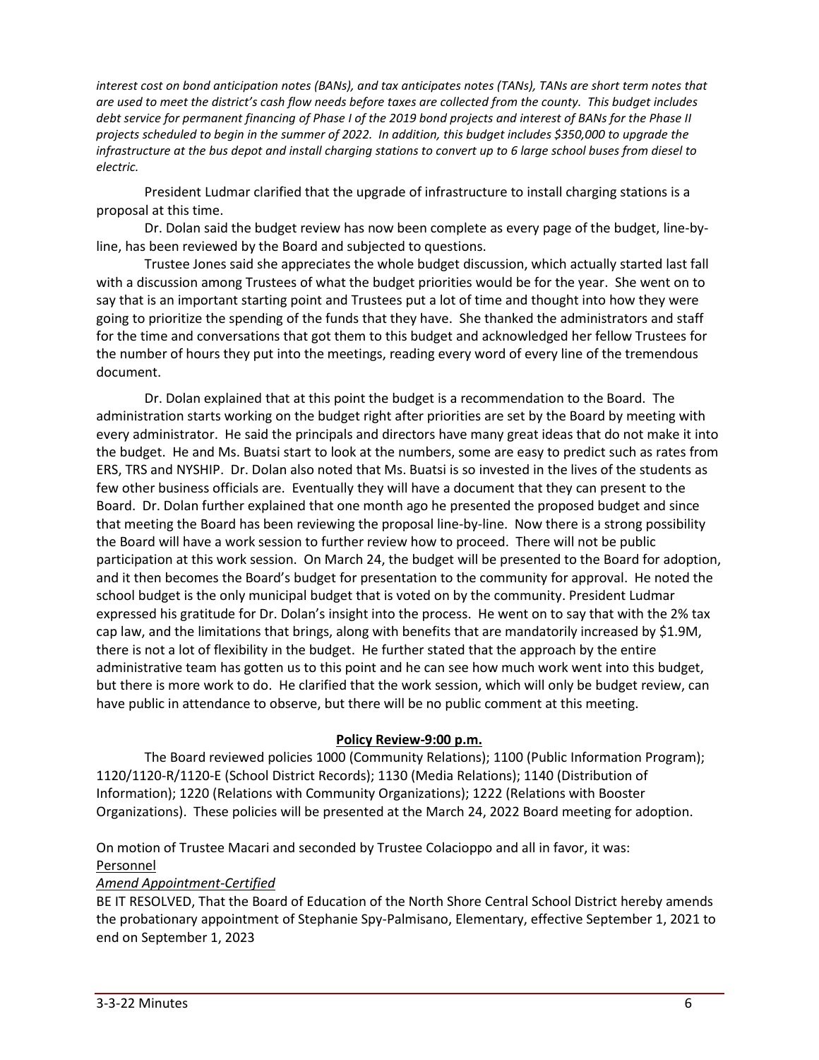*interest cost on bond anticipation notes (BANs), and tax anticipates notes (TANs), TANs are short term notes that are used to meet the district's cash flow needs before taxes are collected from the county. This budget includes debt service for permanent financing of Phase I of the 2019 bond projects and interest of BANs for the Phase II projects scheduled to begin in the summer of 2022. In addition, this budget includes $350,000 to upgrade the infrastructure at the bus depot and install charging stations to convert up to 6 large school buses from diesel to electric.*

President Ludmar clarified that the upgrade of infrastructure to install charging stations is a proposal at this time.

Dr. Dolan said the budget review has now been complete as every page of the budget, line-by-line, has been reviewed by the Board and subjected to questions.

Trustee Jones said she appreciates the whole budget discussion, which actually started last fall with a discussion among Trustees of what the budget priorities would be for the year. She went on to say that is an important starting point and Trustees put a lot of time and thought into how they were going to prioritize the spending of the funds that they have. She thanked the administrators and staff for the time and conversations that got them to this budget and acknowledged her fellow Trustees for the number of hours they put into the meetings, reading every word of every line of the tremendous document.

Dr. Dolan explained that at this point the budget is a recommendation to the Board. The administration starts working on the budget right after priorities are set by the Board by meeting with every administrator. He said the principals and directors have many great ideas that do not make it into the budget. He and Ms. Buatsi start to look at the numbers, some are easy to predict such as rates from ERS, TRS and NYSHIP. Dr. Dolan also noted that Ms. Buatsi is so invested in the lives of the students as few other business officials are. Eventually they will have a document that they can present to the Board. Dr. Dolan further explained that one month ago he presented the proposed budget and since that meeting the Board has been reviewing the proposal line-by-line. Now there is a strong possibility the Board will have a work session to further review how to proceed. There will not be public participation at this work session. On March 24, the budget will be presented to the Board for adoption, and it then becomes the Board's budget for presentation to the community for approval. He noted the school budget is the only municipal budget that is voted on by the community. President Ludmar expressed his gratitude for Dr. Dolan's insight into the process. He went on to say that with the 2% tax cap law, and the limitations that brings, along with benefits that are mandatorily increased by $1.9M, there is not a lot of flexibility in the budget. He further stated that the approach by the entire administrative team has gotten us to this point and he can see how much work went into this budget, but there is more work to do. He clarified that the work session, which will only be budget review, can have public in attendance to observe, but there will be no public comment at this meeting.

**Policy Review-9:00 p.m.**

The Board reviewed policies 1000 (Community Relations); 1100 (Public Information Program); 1120/1120-R/1120-E (School District Records); 1130 (Media Relations); 1140 (Distribution of Information); 1220 (Relations with Community Organizations); 1222 (Relations with Booster Organizations). These policies will be presented at the March 24, 2022 Board meeting for adoption.

On motion of Trustee Macari and seconded by Trustee Colacioppo and all in favor, it was:

Personnel

*Amend Appointment-Certified*

BE IT RESOLVED, That the Board of Education of the North Shore Central School District hereby amends the probationary appointment of Stephanie Spy-Palmisano, Elementary, effective September 1, 2021 to end on September 1, 2023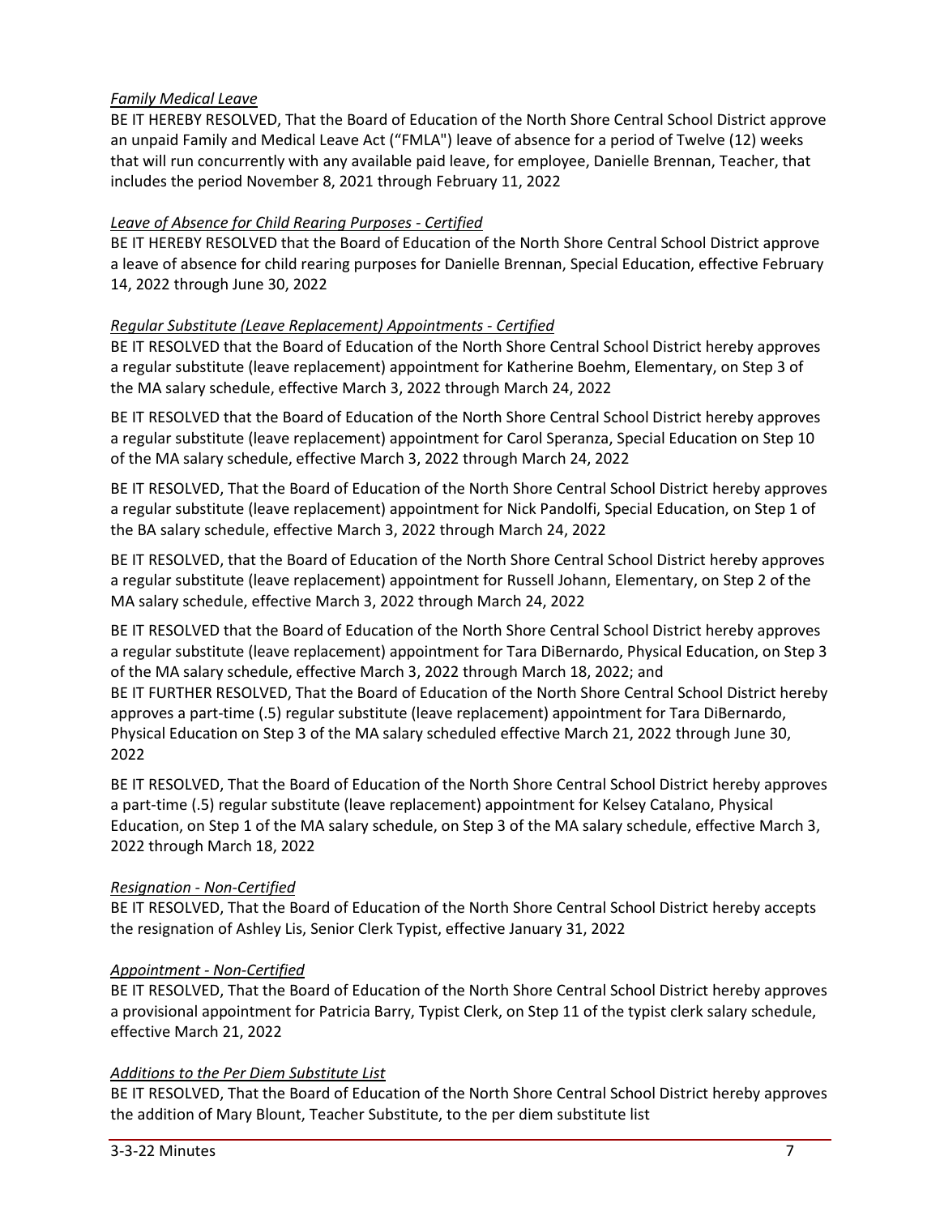*Family Medical Leave*

BE IT HEREBY RESOLVED, That the Board of Education of the North Shore Central School District approve an unpaid Family and Medical Leave Act ("FMLA") leave of absence for a period of Twelve (12) weeks that will run concurrently with any available paid leave, for employee, Danielle Brennan, Teacher, that includes the period November 8, 2021 through February 11, 2022

*Leave of Absence for Child Rearing Purposes - Certified*

BE IT HEREBY RESOLVED that the Board of Education of the North Shore Central School District approve a leave of absence for child rearing purposes for Danielle Brennan, Special Education, effective February 14, 2022 through June 30, 2022

*Regular Substitute (Leave Replacement) Appointments - Certified*

BE IT RESOLVED that the Board of Education of the North Shore Central School District hereby approves a regular substitute (leave replacement) appointment for Katherine Boehm, Elementary, on Step 3 of the MA salary schedule, effective March 3, 2022 through March 24, 2022

BE IT RESOLVED that the Board of Education of the North Shore Central School District hereby approves a regular substitute (leave replacement) appointment for Carol Speranza, Special Education on Step 10 of the MA salary schedule, effective March 3, 2022 through March 24, 2022

BE IT RESOLVED, That the Board of Education of the North Shore Central School District hereby approves a regular substitute (leave replacement) appointment for Nick Pandolfi, Special Education, on Step 1 of the BA salary schedule, effective March 3, 2022 through March 24, 2022

BE IT RESOLVED, that the Board of Education of the North Shore Central School District hereby approves a regular substitute (leave replacement) appointment for Russell Johann, Elementary, on Step 2 of the MA salary schedule, effective March 3, 2022 through March 24, 2022

BE IT RESOLVED that the Board of Education of the North Shore Central School District hereby approves a regular substitute (leave replacement) appointment for Tara DiBernardo, Physical Education, on Step 3 of the MA salary schedule, effective March 3, 2022 through March 18, 2022; and
BE IT FURTHER RESOLVED, That the Board of Education of the North Shore Central School District hereby approves a part-time (.5) regular substitute (leave replacement) appointment for Tara DiBernardo, Physical Education on Step 3 of the MA salary scheduled effective March 21, 2022 through June 30, 2022

BE IT RESOLVED, That the Board of Education of the North Shore Central School District hereby approves a part-time (.5) regular substitute (leave replacement) appointment for Kelsey Catalano, Physical Education, on Step 1 of the MA salary schedule, on Step 3 of the MA salary schedule, effective March 3, 2022 through March 18, 2022

*Resignation - Non-Certified*

BE IT RESOLVED, That the Board of Education of the North Shore Central School District hereby accepts the resignation of Ashley Lis, Senior Clerk Typist, effective January 31, 2022

*Appointment - Non-Certified*

BE IT RESOLVED, That the Board of Education of the North Shore Central School District hereby approves a provisional appointment for Patricia Barry, Typist Clerk, on Step 11 of the typist clerk salary schedule, effective March 21, 2022

*Additions to the Per Diem Substitute List*

BE IT RESOLVED, That the Board of Education of the North Shore Central School District hereby approves the addition of Mary Blount, Teacher Substitute, to the per diem substitute list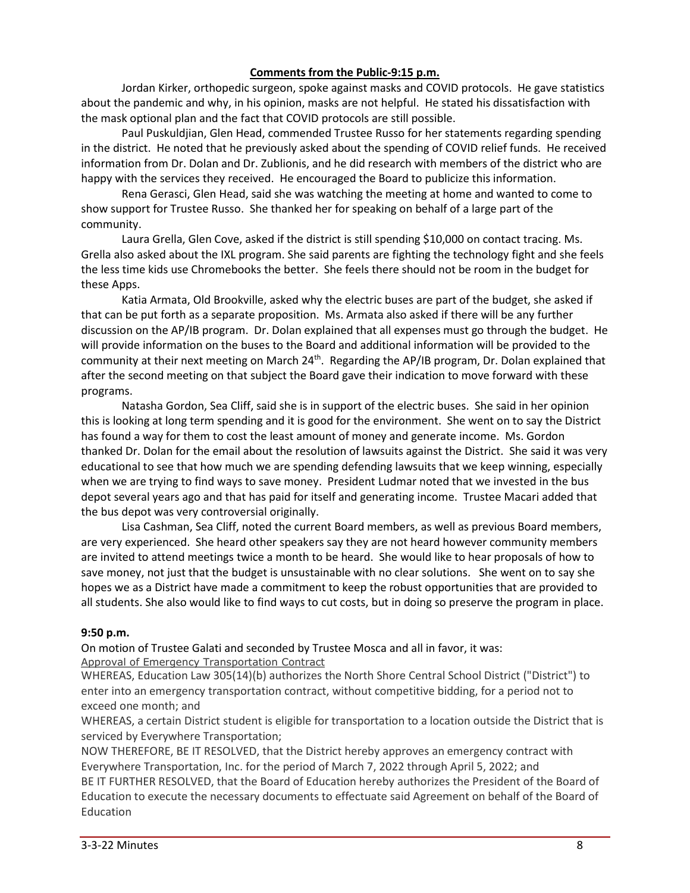**Comments from the Public-9:15 p.m.**

Jordan Kirker, orthopedic surgeon, spoke against masks and COVID protocols. He gave statistics about the pandemic and why, in his opinion, masks are not helpful. He stated his dissatisfaction with the mask optional plan and the fact that COVID protocols are still possible.

Paul Puskuldjian, Glen Head, commended Trustee Russo for her statements regarding spending in the district. He noted that he previously asked about the spending of COVID relief funds. He received information from Dr. Dolan and Dr. Zublionis, and he did research with members of the district who are happy with the services they received. He encouraged the Board to publicize this information.

Rena Gerasci, Glen Head, said she was watching the meeting at home and wanted to come to show support for Trustee Russo. She thanked her for speaking on behalf of a large part of the community.

Laura Grella, Glen Cove, asked if the district is still spending $10,000 on contact tracing. Ms. Grella also asked about the IXL program. She said parents are fighting the technology fight and she feels the less time kids use Chromebooks the better. She feels there should not be room in the budget for these Apps.

Katia Armata, Old Brookville, asked why the electric buses are part of the budget, she asked if that can be put forth as a separate proposition. Ms. Armata also asked if there will be any further discussion on the AP/IB program. Dr. Dolan explained that all expenses must go through the budget. He will provide information on the buses to the Board and additional information will be provided to the community at their next meeting on March 24th. Regarding the AP/IB program, Dr. Dolan explained that after the second meeting on that subject the Board gave their indication to move forward with these programs.

Natasha Gordon, Sea Cliff, said she is in support of the electric buses. She said in her opinion this is looking at long term spending and it is good for the environment. She went on to say the District has found a way for them to cost the least amount of money and generate income. Ms. Gordon thanked Dr. Dolan for the email about the resolution of lawsuits against the District. She said it was very educational to see that how much we are spending defending lawsuits that we keep winning, especially when we are trying to find ways to save money. President Ludmar noted that we invested in the bus depot several years ago and that has paid for itself and generating income. Trustee Macari added that the bus depot was very controversial originally.

Lisa Cashman, Sea Cliff, noted the current Board members, as well as previous Board members, are very experienced. She heard other speakers say they are not heard however community members are invited to attend meetings twice a month to be heard. She would like to hear proposals of how to save money, not just that the budget is unsustainable with no clear solutions. She went on to say she hopes we as a District have made a commitment to keep the robust opportunities that are provided to all students. She also would like to find ways to cut costs, but in doing so preserve the program in place.

**9:50 p.m.**

On motion of Trustee Galati and seconded by Trustee Mosca and all in favor, it was:

Approval of Emergency Transportation Contract

WHEREAS, Education Law 305(14)(b) authorizes the North Shore Central School District ("District") to enter into an emergency transportation contract, without competitive bidding, for a period not to exceed one month; and

WHEREAS, a certain District student is eligible for transportation to a location outside the District that is serviced by Everywhere Transportation;

NOW THEREFORE, BE IT RESOLVED, that the District hereby approves an emergency contract with Everywhere Transportation, Inc. for the period of March 7, 2022 through April 5, 2022; and

BE IT FURTHER RESOLVED, that the Board of Education hereby authorizes the President of the Board of Education to execute the necessary documents to effectuate said Agreement on behalf of the Board of Education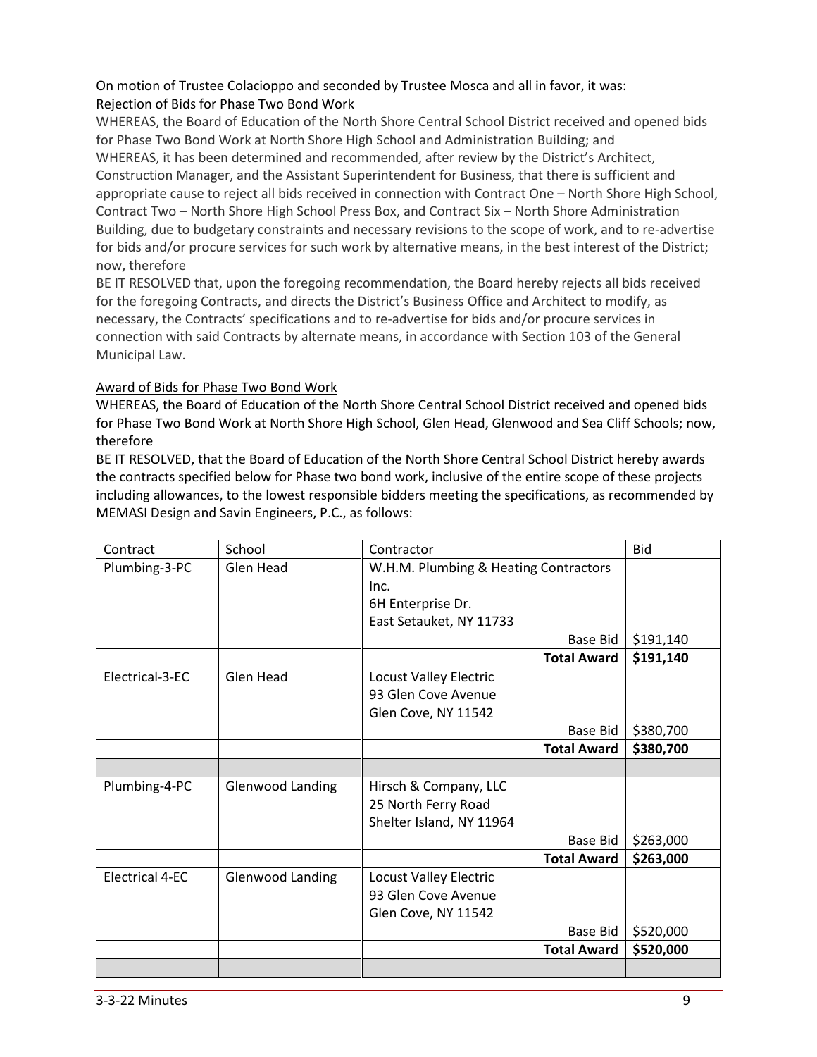On motion of Trustee Colacioppo and seconded by Trustee Mosca and all in favor, it was:

<u>Rejection of Bids for Phase Two Bond Work</u>

WHEREAS, the Board of Education of the North Shore Central School District received and opened bids for Phase Two Bond Work at North Shore High School and Administration Building; and

WHEREAS, it has been determined and recommended, after review by the District's Architect, Construction Manager, and the Assistant Superintendent for Business, that there is sufficient and appropriate cause to reject all bids received in connection with Contract One – North Shore High School, Contract Two – North Shore High School Press Box, and Contract Six – North Shore Administration Building, due to budgetary constraints and necessary revisions to the scope of work, and to re-advertise for bids and/or procure services for such work by alternative means, in the best interest of the District; now, therefore

BE IT RESOLVED that, upon the foregoing recommendation, the Board hereby rejects all bids received for the foregoing Contracts, and directs the District's Business Office and Architect to modify, as necessary, the Contracts' specifications and to re-advertise for bids and/or procure services in connection with said Contracts by alternate means, in accordance with Section 103 of the General Municipal Law.

<u>Award of Bids for Phase Two Bond Work</u>

WHEREAS, the Board of Education of the North Shore Central School District received and opened bids for Phase Two Bond Work at North Shore High School, Glen Head, Glenwood and Sea Cliff Schools; now, therefore

BE IT RESOLVED, that the Board of Education of the North Shore Central School District hereby awards the contracts specified below for Phase two bond work, inclusive of the entire scope of these projects including allowances, to the lowest responsible bidders meeting the specifications, as recommended by MEMASI Design and Savin Engineers, P.C., as follows:

| Contract | School | Contractor | Bid |
|---|---|---|---|
| Plumbing-3-PC | Glen Head | W.H.M. Plumbing & Heating Contractors Inc.<br>6H Enterprise Dr.<br>East Setauket, NY 11733<br>Base Bid | $191,140 |
| | | **Total Award** | **$191,140** |
| Electrical-3-EC | Glen Head | Locust Valley Electric<br>93 Glen Cove Avenue<br>Glen Cove, NY 11542<br>Base Bid | $380,700 |
| | | **Total Award** | **$380,700** |
| | | | |
| Plumbing-4-PC | Glenwood Landing | Hirsch & Company, LLC<br>25 North Ferry Road<br>Shelter Island, NY 11964<br>Base Bid | $263,000 |
| | | **Total Award** | **$263,000** |
| Electrical 4-EC | Glenwood Landing | Locust Valley Electric<br>93 Glen Cove Avenue<br>Glen Cove, NY 11542<br>Base Bid | $520,000 |
| | | **Total Award** | **$520,000** |
| | | | |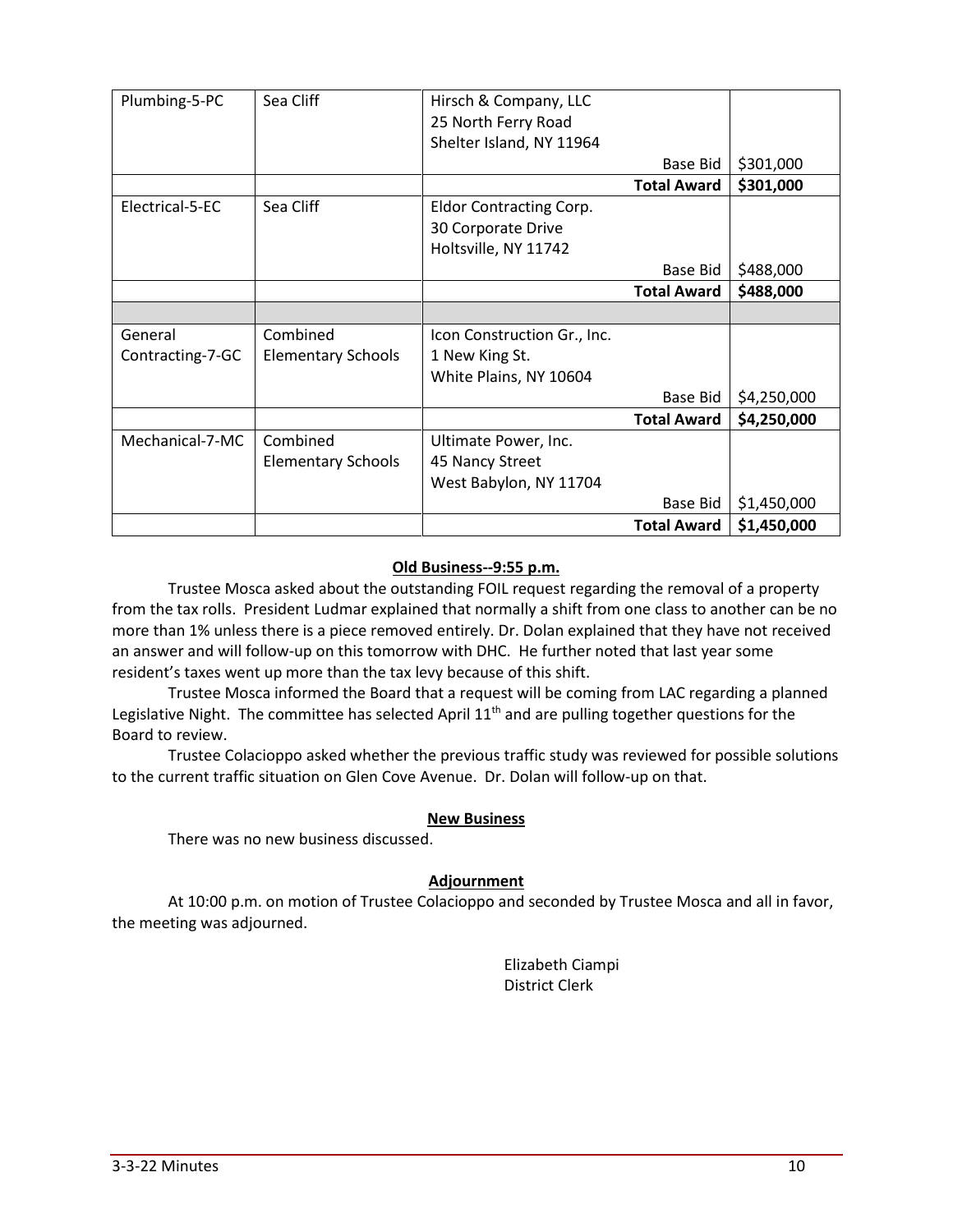| | | | |
|---|---|---|---|
| Plumbing-5-PC | Sea Cliff | Hirsch & Company, LLC<br>25 North Ferry Road<br>Shelter Island, NY 11964<br>Base Bid | $301,000 |
| | | **Total Award** | **$301,000** |
| Electrical-5-EC | Sea Cliff | Eldor Contracting Corp.<br>30 Corporate Drive<br>Holtsville, NY 11742<br>Base Bid | $488,000 |
| | | **Total Award** | **$488,000** |
| | | | |
| General Contracting-7-GC | Combined Elementary Schools | Icon Construction Gr., Inc.<br>1 New King St.<br>White Plains, NY 10604<br>Base Bid | $4,250,000 |
| | | **Total Award** | **$4,250,000** |
| Mechanical-7-MC | Combined Elementary Schools | Ultimate Power, Inc.<br>45 Nancy Street<br>West Babylon, NY 11704<br>Base Bid | $1,450,000 |
| | | **Total Award** | **$1,450,000** |

## Old Business--9:55 p.m.

Trustee Mosca asked about the outstanding FOIL request regarding the removal of a property from the tax rolls. President Ludmar explained that normally a shift from one class to another can be no more than 1% unless there is a piece removed entirely. Dr. Dolan explained that they have not received an answer and will follow-up on this tomorrow with DHC. He further noted that last year some resident's taxes went up more than the tax levy because of this shift.

Trustee Mosca informed the Board that a request will be coming from LAC regarding a planned Legislative Night. The committee has selected April 11th and are pulling together questions for the Board to review.

Trustee Colacioppo asked whether the previous traffic study was reviewed for possible solutions to the current traffic situation on Glen Cove Avenue. Dr. Dolan will follow-up on that.

## New Business

There was no new business discussed.

## Adjournment

At 10:00 p.m. on motion of Trustee Colacioppo and seconded by Trustee Mosca and all in favor, the meeting was adjourned.

Elizabeth Ciampi
District Clerk